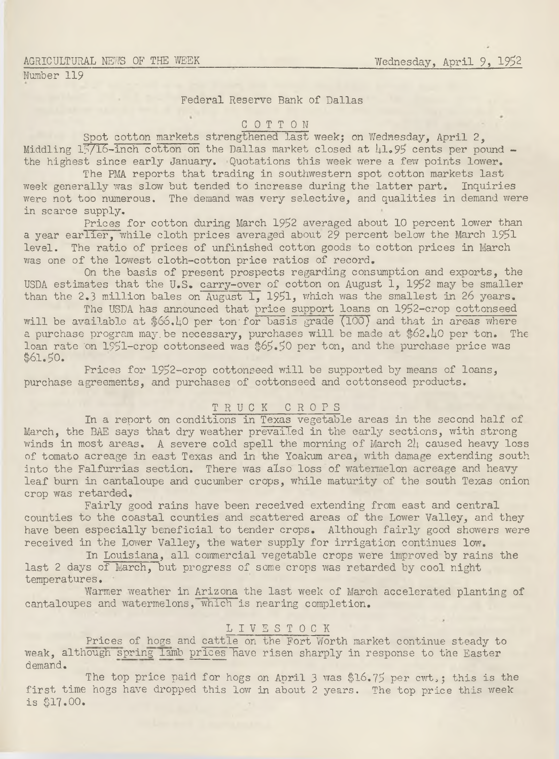AGRICULTURAL NEWS OF THE WEEK Wednesday, April 9, 1952

Number 119

Federal Reserve Bank of Dallas

## COTTON

Spot cotton markets strengthened last week; on Wednesday, April 2, Middling 15/16-inch cotton on the Dallas market closed at 41.95 cents per pound - the highest since early January. Quotations this week were a few points lower.

The PMA reports that trading in southwestern spot cotton markets last week generally was slow but tended to increase during the latter part. Inquiries were not too numerous. The demand was very selective, and qualities in demand were in scarce supply.

Prices for cotton during March 1952 averaged about 10 percent lower than a year earlier, while cloth prices averaged about 29 percent below the March 1951 level. The ratio of prices of unfinished cotton goods to cotton prices in March was one of the lowest cloth-cotton price ratios of record.

On the basis of present prospects regarding consumption and exports, the USDA estimates that the U.S. carry-over of cotton on August 1, 1952 may be smaller than the 2.3 million bales on August 1, 1951, which was the smallest in 26 years.

The USDA has announced that price support loans on 1952-crop cottonseed will be available at $66.40 per ton for basis grade (100) and that in areas where a purchase program may be necessary, purchases will be made at $62.40 per ton. The loan rate on 1951-crop cottonseed was $65.50 per ton, and the purchase price was $61.50.

Prices for 1952-crop cottonseed will be supported by means of loans, purchase agreements, and purchases of cottonseed and cottonseed products.

## TRUCK CROPS

In a report on conditions in Texas vegetable areas in the second half of March, the BAE says that dry weather prevailed in the early sections, with strong winds in most areas. A severe cold spell the morning of March 24 caused heavy loss of tomato acreage in east Texas and in the Yoakum area, with damage extending south into the Falfurrias section. There was also loss of watermelon acreage and heavy leaf burn in cantaloupe and cucumber crops, while maturity of the south Texas onion crop was retarded.

Fairly good rains have been received extending from east and central counties to the coastal counties and scattered areas of the Lower Valley, and they have been especially beneficial to tender crops. Although fairly good showers were received in the Lower Valley, the water supply for irrigation continues low.

In Louisiana, all commercial vegetable crops were improved by rains the last 2 days of March, but progress of some crops was retarded by cool night temperatures.

Warmer weather in Arizona the last week of March accelerated planting of cantaloupes and watermelons, which is nearing completion.

## LIVESTOCK

Prices of hogs and cattle on the Fort Worth market continue steady to weak, although spring lamb prices have risen sharply in response to the Easter demand.

The top price paid for hogs on April 3 was $16.75 per cwt.; this is the first time hogs have dropped this low in about 2 years. The top price this week is $17.00.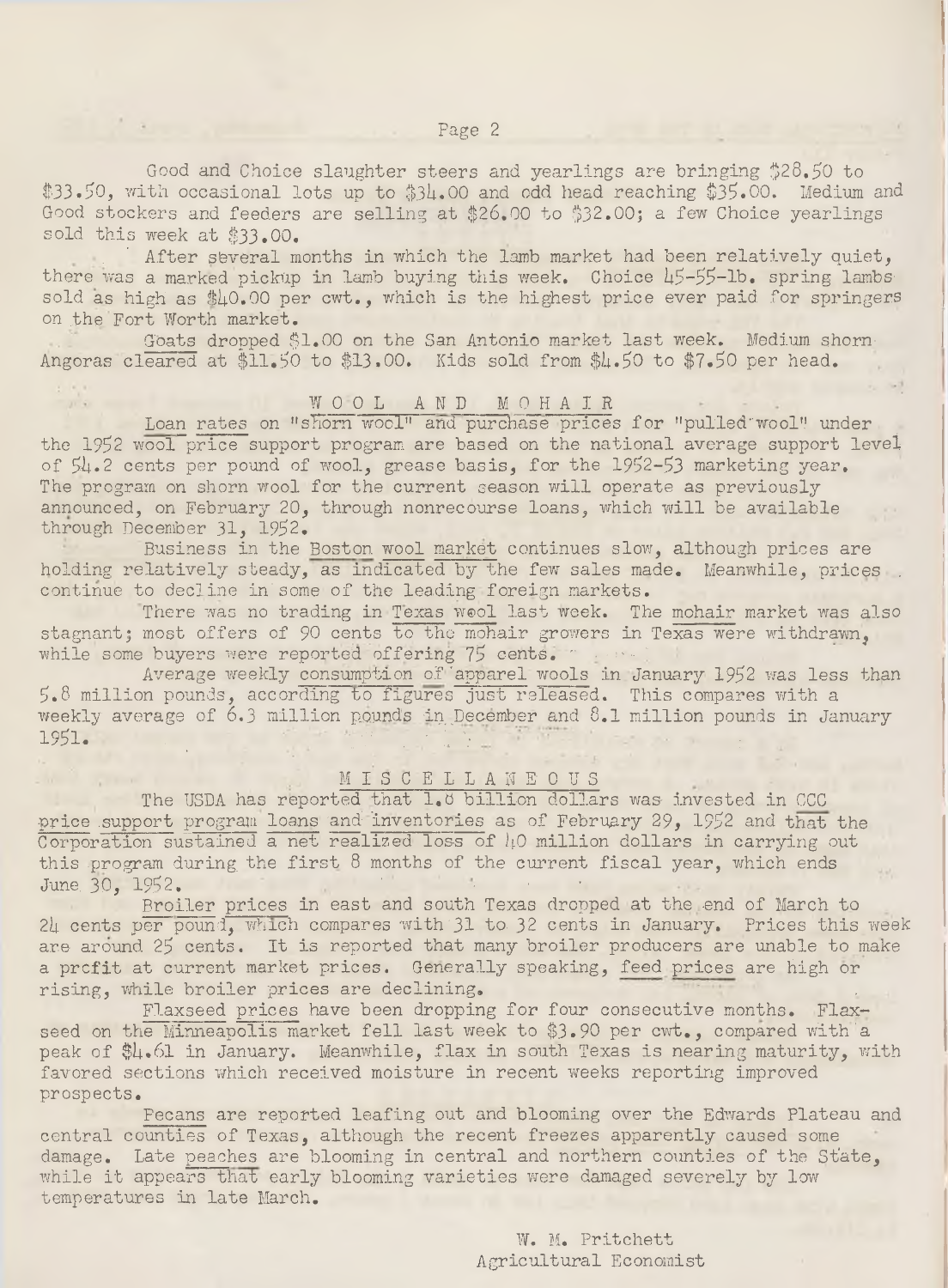Good and Choice slaughter steers and yearlings are bringing $28.50 to $33.50, with occasional lots up to $34.00 and odd head reaching $35.00. Medium and Good stockers and feeders are selling at $26.00 to $32.00; a few Choice yearlings sold this week at $33.00.

After several months in which the lamb market had been relatively quiet, there was a marked pickup in lamb buying this week. Choice 45-55-lb. spring lambs sold as high as $40.00 per cwt., which is the highest price ever paid for springers on the Fort Worth market.

Goats dropped $1.00 on the San Antonio market last week. Medium shorn Angoras cleared at $11.50 to $13.00. Kids sold from $4.50 to $7.50 per head.

## WOOL AND MOHAIR

Loan rates on "shorn wool" and purchase prices for "pulled wool" under the 1952 wool price support program are based on the national average support level of 54.2 cents per pound of wool, grease basis, for the 1952-53 marketing year. The program on shorn wool for the current season will operate as previously announced, on February 20, through nonrecourse loans, which will be available through December 31, 1952.

Business in the Boston wool market continues slow, although prices are holding relatively steady, as indicated by the few sales made. Meanwhile, prices continue to decline in some of the leading foreign markets.

There was no trading in Texas wool last week. The mohair market was also stagnant; most offers of 90 cents to the mohair growers in Texas were withdrawn, while some buyers were reported offering 75 cents.

Average weekly consumption of apparel wools in January 1952 was less than 5.8 million pounds, according to figures just released. This compares with a weekly average of 6.3 million pounds in December and 8.1 million pounds in January 1951.

## MISCELLANEOUS

The USDA has reported that 1.8 billion dollars was invested in CCC price support program loans and inventories as of February 29, 1952 and that the Corporation sustained a net realized loss of 40 million dollars in carrying out this program during the first 8 months of the current fiscal year, which ends June 30, 1952.

Broiler prices in east and south Texas dropped at the end of March to 24 cents per pound, which compares with 31 to 32 cents in January. Prices this week are around 25 cents. It is reported that many broiler producers are unable to make a profit at current market prices. Generally speaking, feed prices are high or rising, while broiler prices are declining.

Flaxseed prices have been dropping for four consecutive months. Flaxseed on the Minneapolis market fell last week to $3.90 per cwt., compared with a peak of $4.61 in January. Meanwhile, flax in south Texas is nearing maturity, with favored sections which received moisture in recent weeks reporting improved prospects.

Pecans are reported leafing out and blooming over the Edwards Plateau and central counties of Texas, although the recent freezes apparently caused some damage. Late peaches are blooming in central and northern counties of the State, while it appears that early blooming varieties were damaged severely by low temperatures in late March.

W. M. Pritchett
Agricultural Economist